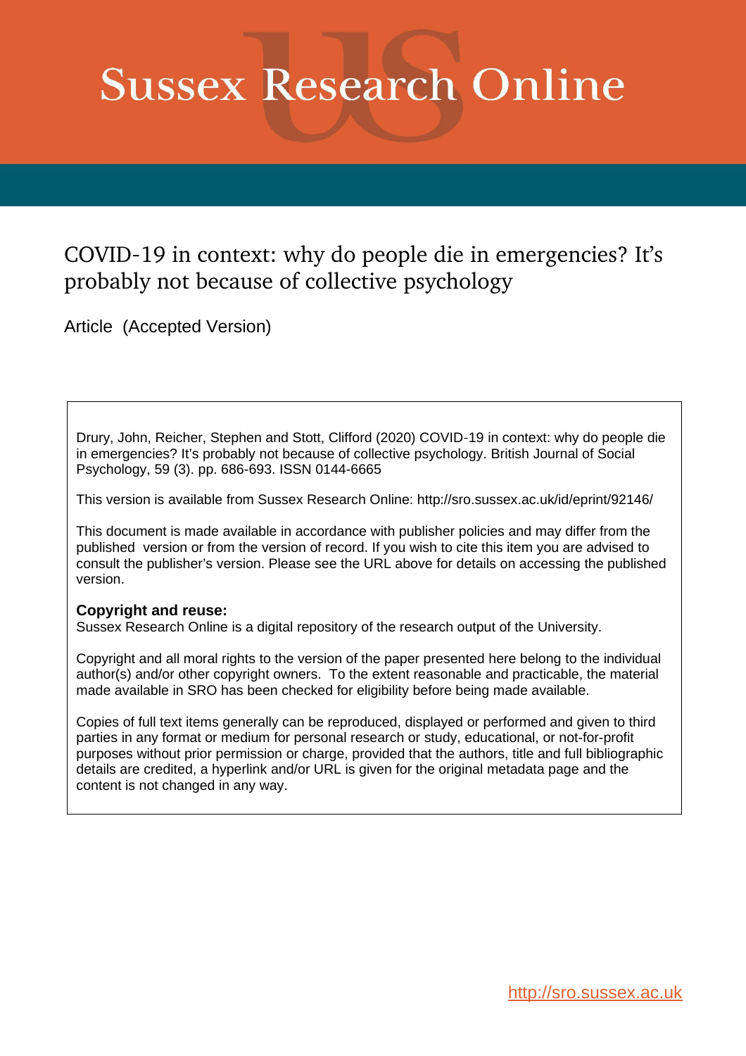# Sussex Research Online

## COVID-19 in context: why do people die in emergencies? It's probably not because of collective psychology

Article (Accepted Version)

Drury, John, Reicher, Stephen and Stott, Clifford (2020) COVID-19 in context: why do people die in emergencies? It's probably not because of collective psychology. British Journal of Social Psychology, 59 (3). pp. 686-693. ISSN 0144-6665

This version is available from Sussex Research Online: http://sro.sussex.ac.uk/id/eprint/92146/

This document is made available in accordance with publisher policies and may differ from the published version or from the version of record. If you wish to cite this item you are advised to consult the publisher's version. Please see the URL above for details on accessing the published version.

**Copyright and reuse:**
Sussex Research Online is a digital repository of the research output of the University.

Copyright and all moral rights to the version of the paper presented here belong to the individual author(s) and/or other copyright owners. To the extent reasonable and practicable, the material made available in SRO has been checked for eligibility before being made available.

Copies of full text items generally can be reproduced, displayed or performed and given to third parties in any format or medium for personal research or study, educational, or not-for-profit purposes without prior permission or charge, provided that the authors, title and full bibliographic details are credited, a hyperlink and/or URL is given for the original metadata page and the content is not changed in any way.

http://sro.sussex.ac.uk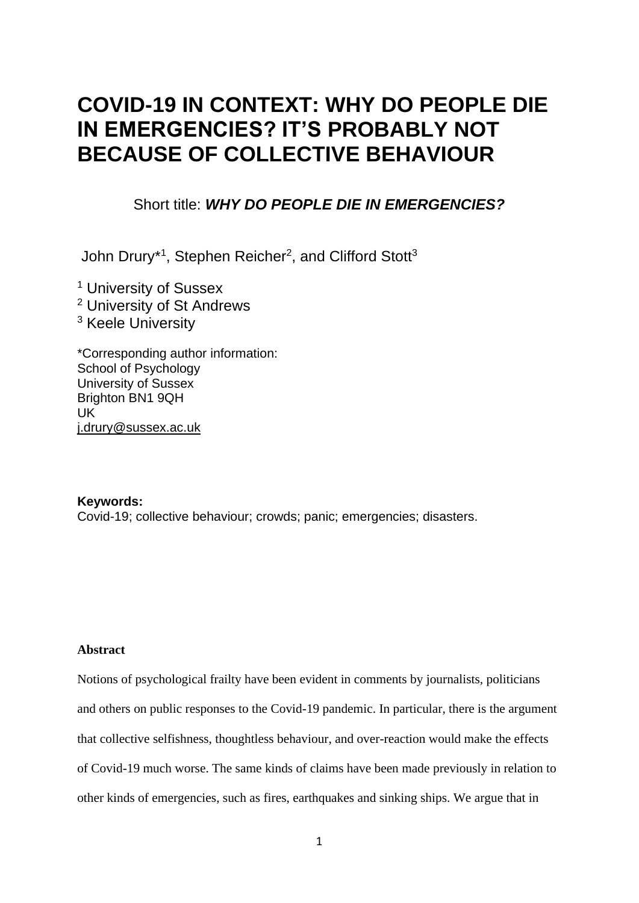# COVID-19 IN CONTEXT: WHY DO PEOPLE DIE IN EMERGENCIES? IT'S PROBABLY NOT BECAUSE OF COLLECTIVE BEHAVIOUR

Short title: ***WHY DO PEOPLE DIE IN EMERGENCIES?***

John Drury*[1], Stephen Reicher[2], and Clifford Stott[3]

[1] University of Sussex
[2] University of St Andrews
[3] Keele University

*Corresponding author information:
School of Psychology
University of Sussex
Brighton BN1 9QH
UK
j.drury@sussex.ac.uk

**Keywords:**
Covid-19; collective behaviour; crowds; panic; emergencies; disasters.

**Abstract**

Notions of psychological frailty have been evident in comments by journalists, politicians and others on public responses to the Covid-19 pandemic. In particular, there is the argument that collective selfishness, thoughtless behaviour, and over-reaction would make the effects of Covid-19 much worse. The same kinds of claims have been made previously in relation to other kinds of emergencies, such as fires, earthquakes and sinking ships. We argue that in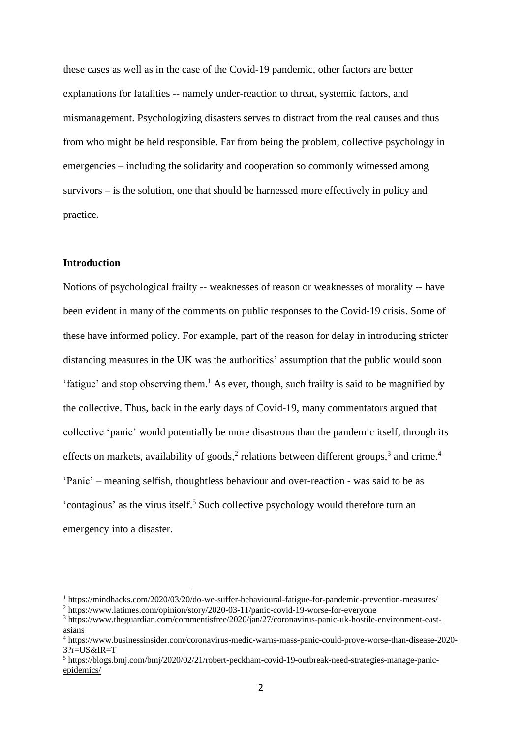these cases as well as in the case of the Covid-19 pandemic, other factors are better explanations for fatalities -- namely under-reaction to threat, systemic factors, and mismanagement. Psychologizing disasters serves to distract from the real causes and thus from who might be held responsible. Far from being the problem, collective psychology in emergencies – including the solidarity and cooperation so commonly witnessed among survivors – is the solution, one that should be harnessed more effectively in policy and practice.

**Introduction**

Notions of psychological frailty -- weaknesses of reason or weaknesses of morality -- have been evident in many of the comments on public responses to the Covid-19 crisis. Some of these have informed policy. For example, part of the reason for delay in introducing stricter distancing measures in the UK was the authorities' assumption that the public would soon 'fatigue' and stop observing them.[1] As ever, though, such frailty is said to be magnified by the collective. Thus, back in the early days of Covid-19, many commentators argued that collective 'panic' would potentially be more disastrous than the pandemic itself, through its effects on markets, availability of goods,[2] relations between different groups,[3] and crime.[4] 'Panic' – meaning selfish, thoughtless behaviour and over-reaction - was said to be as 'contagious' as the virus itself.[5] Such collective psychology would therefore turn an emergency into a disaster.

---

[1] https://mindhacks.com/2020/03/20/do-we-suffer-behavioural-fatigue-for-pandemic-prevention-measures/

[2] https://www.latimes.com/opinion/story/2020-03-11/panic-covid-19-worse-for-everyone

[3] https://www.theguardian.com/commentisfree/2020/jan/27/coronavirus-panic-uk-hostile-environment-east-asians

[4] https://www.businessinsider.com/coronavirus-medic-warns-mass-panic-could-prove-worse-than-disease-2020-3?r=US&IR=T

[5] https://blogs.bmj.com/bmj/2020/02/21/robert-peckham-covid-19-outbreak-need-strategies-manage-panic-epidemics/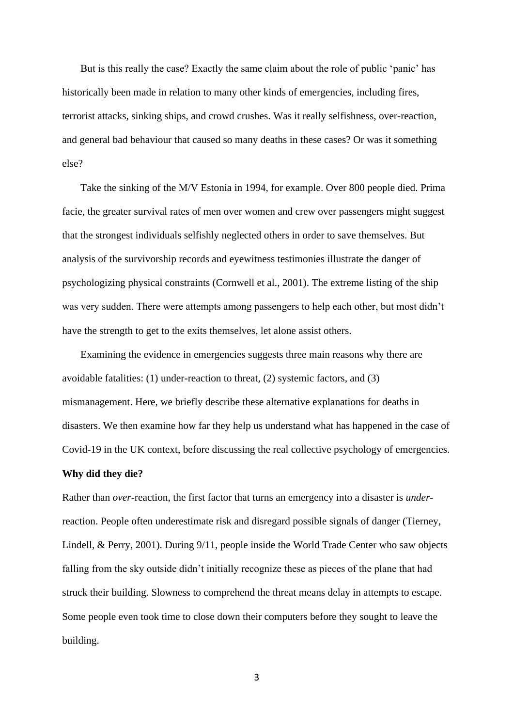But is this really the case? Exactly the same claim about the role of public 'panic' has historically been made in relation to many other kinds of emergencies, including fires, terrorist attacks, sinking ships, and crowd crushes. Was it really selfishness, over-reaction, and general bad behaviour that caused so many deaths in these cases? Or was it something else?

Take the sinking of the M/V Estonia in 1994, for example. Over 800 people died. Prima facie, the greater survival rates of men over women and crew over passengers might suggest that the strongest individuals selfishly neglected others in order to save themselves. But analysis of the survivorship records and eyewitness testimonies illustrate the danger of psychologizing physical constraints (Cornwell et al., 2001). The extreme listing of the ship was very sudden. There were attempts among passengers to help each other, but most didn't have the strength to get to the exits themselves, let alone assist others.

Examining the evidence in emergencies suggests three main reasons why there are avoidable fatalities: (1) under-reaction to threat, (2) systemic factors, and (3) mismanagement. Here, we briefly describe these alternative explanations for deaths in disasters. We then examine how far they help us understand what has happened in the case of Covid-19 in the UK context, before discussing the real collective psychology of emergencies.

**Why did they die?**

Rather than *over*-reaction, the first factor that turns an emergency into a disaster is *under*-reaction. People often underestimate risk and disregard possible signals of danger (Tierney, Lindell, & Perry, 2001). During 9/11, people inside the World Trade Center who saw objects falling from the sky outside didn't initially recognize these as pieces of the plane that had struck their building. Slowness to comprehend the threat means delay in attempts to escape. Some people even took time to close down their computers before they sought to leave the building.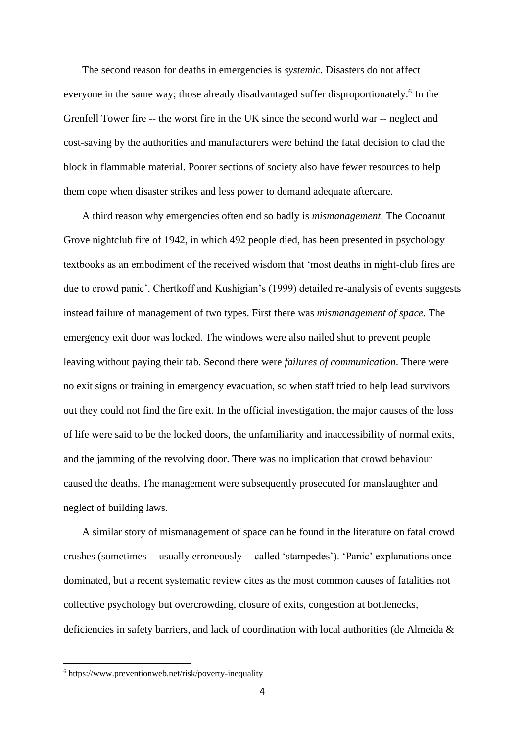The second reason for deaths in emergencies is *systemic*. Disasters do not affect everyone in the same way; those already disadvantaged suffer disproportionately.[6] In the Grenfell Tower fire -- the worst fire in the UK since the second world war -- neglect and cost-saving by the authorities and manufacturers were behind the fatal decision to clad the block in flammable material. Poorer sections of society also have fewer resources to help them cope when disaster strikes and less power to demand adequate aftercare.

A third reason why emergencies often end so badly is *mismanagement*. The Cocoanut Grove nightclub fire of 1942, in which 492 people died, has been presented in psychology textbooks as an embodiment of the received wisdom that 'most deaths in night-club fires are due to crowd panic'. Chertkoff and Kushigian's (1999) detailed re-analysis of events suggests instead failure of management of two types. First there was *mismanagement of space.* The emergency exit door was locked. The windows were also nailed shut to prevent people leaving without paying their tab. Second there were *failures of communication*. There were no exit signs or training in emergency evacuation, so when staff tried to help lead survivors out they could not find the fire exit. In the official investigation, the major causes of the loss of life were said to be the locked doors, the unfamiliarity and inaccessibility of normal exits, and the jamming of the revolving door. There was no implication that crowd behaviour caused the deaths. The management were subsequently prosecuted for manslaughter and neglect of building laws.

A similar story of mismanagement of space can be found in the literature on fatal crowd crushes (sometimes -- usually erroneously -- called 'stampedes'). 'Panic' explanations once dominated, but a recent systematic review cites as the most common causes of fatalities not collective psychology but overcrowding, closure of exits, congestion at bottlenecks, deficiencies in safety barriers, and lack of coordination with local authorities (de Almeida &

[6] https://www.preventionweb.net/risk/poverty-inequality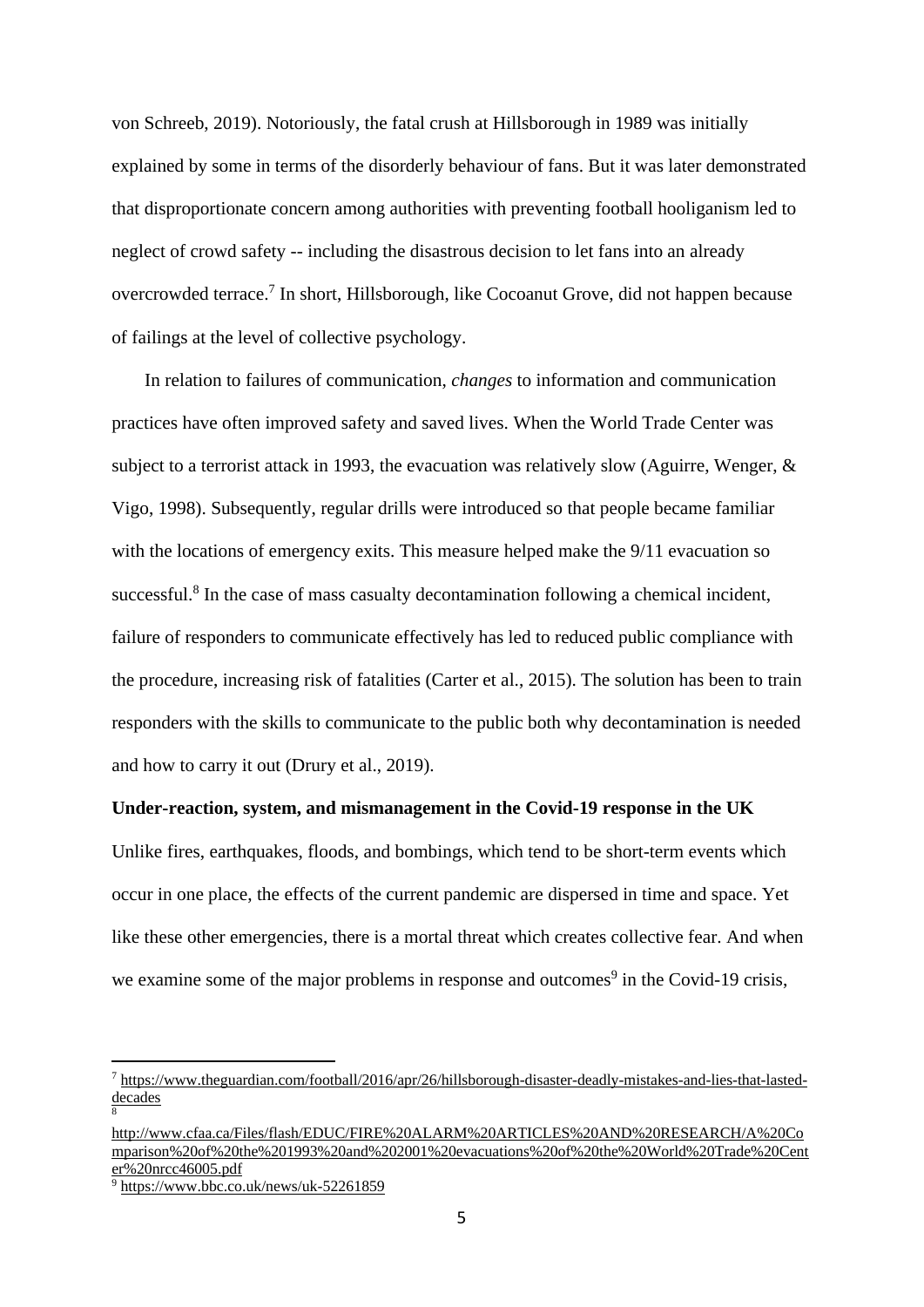von Schreeb, 2019). Notoriously, the fatal crush at Hillsborough in 1989 was initially explained by some in terms of the disorderly behaviour of fans. But it was later demonstrated that disproportionate concern among authorities with preventing football hooliganism led to neglect of crowd safety -- including the disastrous decision to let fans into an already overcrowded terrace.[7] In short, Hillsborough, like Cocoanut Grove, did not happen because of failings at the level of collective psychology.

In relation to failures of communication, *changes* to information and communication practices have often improved safety and saved lives. When the World Trade Center was subject to a terrorist attack in 1993, the evacuation was relatively slow (Aguirre, Wenger, & Vigo, 1998). Subsequently, regular drills were introduced so that people became familiar with the locations of emergency exits. This measure helped make the 9/11 evacuation so successful.[8] In the case of mass casualty decontamination following a chemical incident, failure of responders to communicate effectively has led to reduced public compliance with the procedure, increasing risk of fatalities (Carter et al., 2015). The solution has been to train responders with the skills to communicate to the public both why decontamination is needed and how to carry it out (Drury et al., 2019).

**Under-reaction, system, and mismanagement in the Covid-19 response in the UK**

Unlike fires, earthquakes, floods, and bombings, which tend to be short-term events which occur in one place, the effects of the current pandemic are dispersed in time and space. Yet like these other emergencies, there is a mortal threat which creates collective fear. And when we examine some of the major problems in response and outcomes[9] in the Covid-19 crisis,

---

[7] https://www.theguardian.com/football/2016/apr/26/hillsborough-disaster-deadly-mistakes-and-lies-that-lasted-decades

[8] http://www.cfaa.ca/Files/flash/EDUC/FIRE%20ALARM%20ARTICLES%20AND%20RESEARCH/A%20Comparison%20of%20the%201993%20and%202001%20evacuations%20of%20the%20World%20Trade%20Center%20nrcc46005.pdf

[9] https://www.bbc.co.uk/news/uk-52261859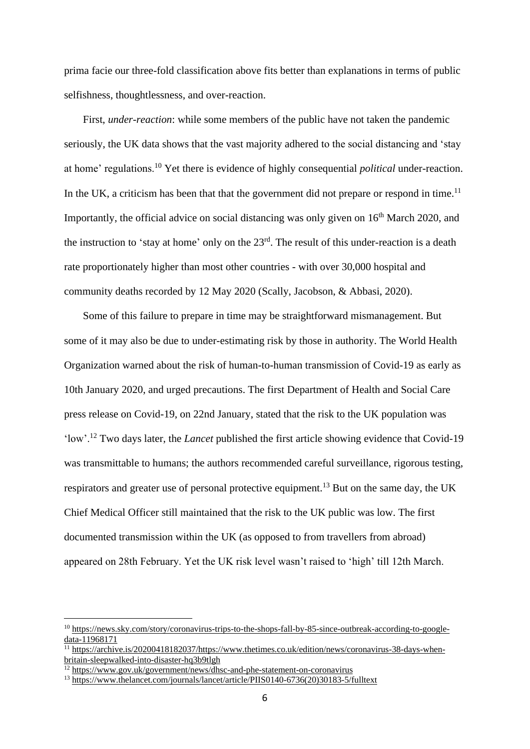prima facie our three-fold classification above fits better than explanations in terms of public selfishness, thoughtlessness, and over-reaction.

First, *under-reaction*: while some members of the public have not taken the pandemic seriously, the UK data shows that the vast majority adhered to the social distancing and 'stay at home' regulations.[10] Yet there is evidence of highly consequential *political* under-reaction. In the UK, a criticism has been that that the government did not prepare or respond in time.[11] Importantly, the official advice on social distancing was only given on 16th March 2020, and the instruction to 'stay at home' only on the 23rd. The result of this under-reaction is a death rate proportionately higher than most other countries - with over 30,000 hospital and community deaths recorded by 12 May 2020 (Scally, Jacobson, & Abbasi, 2020).

Some of this failure to prepare in time may be straightforward mismanagement. But some of it may also be due to under-estimating risk by those in authority. The World Health Organization warned about the risk of human-to-human transmission of Covid-19 as early as 10th January 2020, and urged precautions. The first Department of Health and Social Care press release on Covid-19, on 22nd January, stated that the risk to the UK population was 'low'.[12] Two days later, the *Lancet* published the first article showing evidence that Covid-19 was transmittable to humans; the authors recommended careful surveillance, rigorous testing, respirators and greater use of personal protective equipment.[13] But on the same day, the UK Chief Medical Officer still maintained that the risk to the UK public was low. The first documented transmission within the UK (as opposed to from travellers from abroad) appeared on 28th February. Yet the UK risk level wasn't raised to 'high' till 12th March.

---

[10] https://news.sky.com/story/coronavirus-trips-to-the-shops-fall-by-85-since-outbreak-according-to-google-data-11968171

[11] https://archive.is/20200418182037/https://www.thetimes.co.uk/edition/news/coronavirus-38-days-when-britain-sleepwalked-into-disaster-hq3b9tlgh

[12] https://www.gov.uk/government/news/dhsc-and-phe-statement-on-coronavirus

[13] https://www.thelancet.com/journals/lancet/article/PIIS0140-6736(20)30183-5/fulltext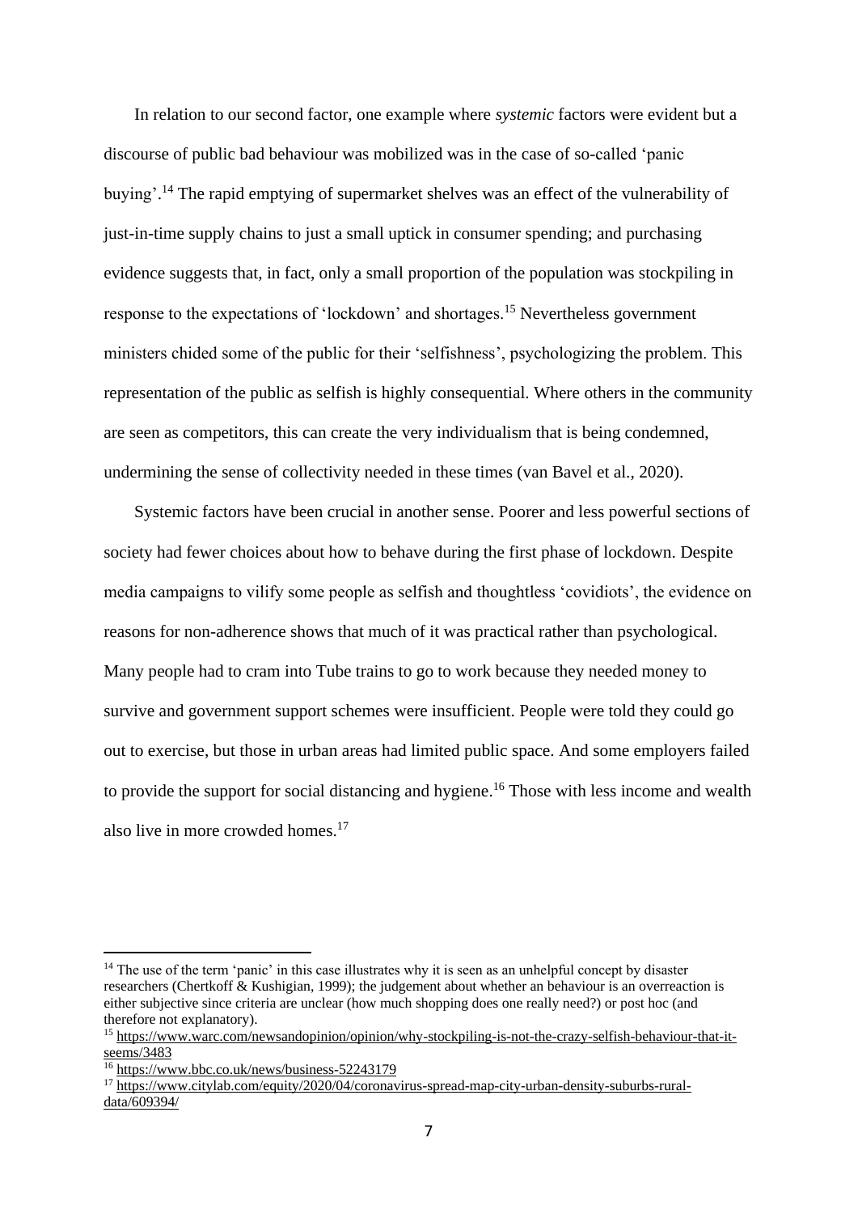In relation to our second factor, one example where *systemic* factors were evident but a discourse of public bad behaviour was mobilized was in the case of so-called 'panic buying'.[14] The rapid emptying of supermarket shelves was an effect of the vulnerability of just-in-time supply chains to just a small uptick in consumer spending; and purchasing evidence suggests that, in fact, only a small proportion of the population was stockpiling in response to the expectations of 'lockdown' and shortages.[15] Nevertheless government ministers chided some of the public for their 'selfishness', psychologizing the problem. This representation of the public as selfish is highly consequential. Where others in the community are seen as competitors, this can create the very individualism that is being condemned, undermining the sense of collectivity needed in these times (van Bavel et al., 2020).

Systemic factors have been crucial in another sense. Poorer and less powerful sections of society had fewer choices about how to behave during the first phase of lockdown. Despite media campaigns to vilify some people as selfish and thoughtless 'covidiots', the evidence on reasons for non-adherence shows that much of it was practical rather than psychological. Many people had to cram into Tube trains to go to work because they needed money to survive and government support schemes were insufficient. People were told they could go out to exercise, but those in urban areas had limited public space. And some employers failed to provide the support for social distancing and hygiene.[16] Those with less income and wealth also live in more crowded homes.[17]

---

[14] The use of the term 'panic' in this case illustrates why it is seen as an unhelpful concept by disaster researchers (Chertkoff & Kushigian, 1999); the judgement about whether an behaviour is an overreaction is either subjective since criteria are unclear (how much shopping does one really need?) or post hoc (and therefore not explanatory).

[15] https://www.warc.com/newsandopinion/opinion/why-stockpiling-is-not-the-crazy-selfish-behaviour-that-it-seems/3483

[16] https://www.bbc.co.uk/news/business-52243179

[17] https://www.citylab.com/equity/2020/04/coronavirus-spread-map-city-urban-density-suburbs-rural-data/609394/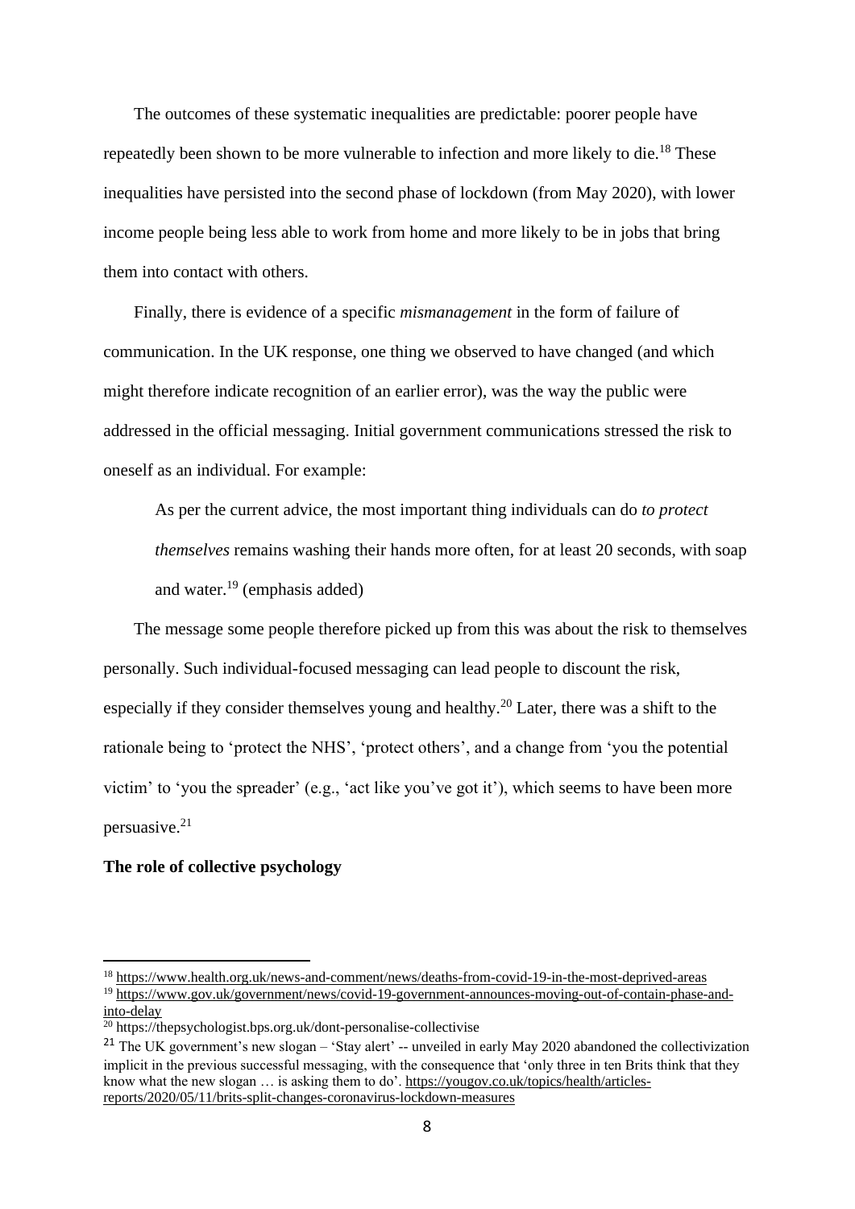The outcomes of these systematic inequalities are predictable: poorer people have repeatedly been shown to be more vulnerable to infection and more likely to die.[18] These inequalities have persisted into the second phase of lockdown (from May 2020), with lower income people being less able to work from home and more likely to be in jobs that bring them into contact with others.

Finally, there is evidence of a specific *mismanagement* in the form of failure of communication. In the UK response, one thing we observed to have changed (and which might therefore indicate recognition of an earlier error), was the way the public were addressed in the official messaging. Initial government communications stressed the risk to oneself as an individual. For example:

> As per the current advice, the most important thing individuals can do *to protect themselves* remains washing their hands more often, for at least 20 seconds, with soap and water.[19] (emphasis added)

The message some people therefore picked up from this was about the risk to themselves personally. Such individual-focused messaging can lead people to discount the risk, especially if they consider themselves young and healthy.[20] Later, there was a shift to the rationale being to 'protect the NHS', 'protect others', and a change from 'you the potential victim' to 'you the spreader' (e.g., 'act like you've got it'), which seems to have been more persuasive.[21]

**The role of collective psychology**

---

[18] https://www.health.org.uk/news-and-comment/news/deaths-from-covid-19-in-the-most-deprived-areas

[19] https://www.gov.uk/government/news/covid-19-government-announces-moving-out-of-contain-phase-and-into-delay

[20] https://thepsychologist.bps.org.uk/dont-personalise-collectivise

[21] The UK government's new slogan – 'Stay alert' -- unveiled in early May 2020 abandoned the collectivization implicit in the previous successful messaging, with the consequence that 'only three in ten Brits think that they know what the new slogan … is asking them to do'. https://yougov.co.uk/topics/health/articles-reports/2020/05/11/brits-split-changes-coronavirus-lockdown-measures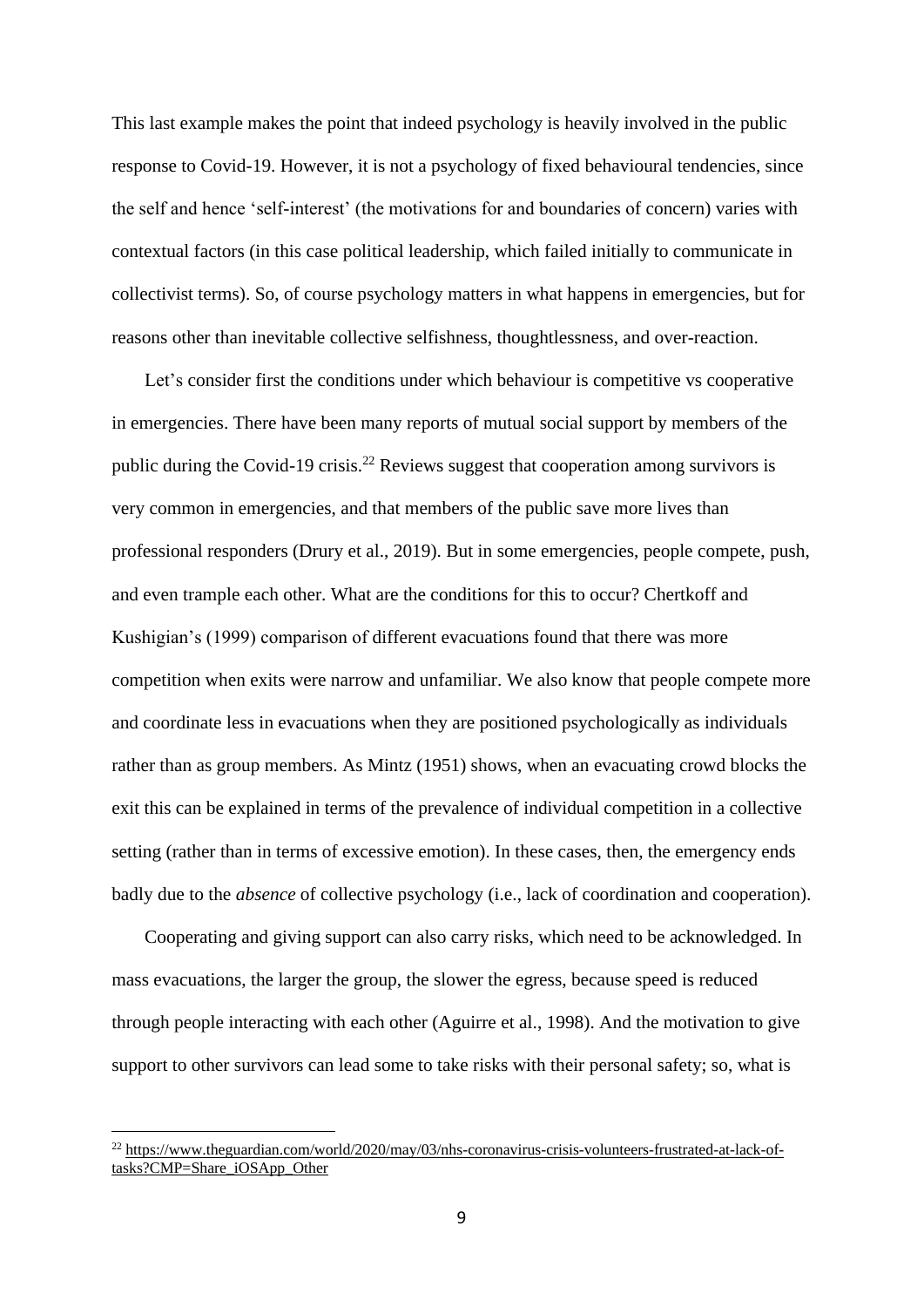This last example makes the point that indeed psychology is heavily involved in the public response to Covid-19. However, it is not a psychology of fixed behavioural tendencies, since the self and hence 'self-interest' (the motivations for and boundaries of concern) varies with contextual factors (in this case political leadership, which failed initially to communicate in collectivist terms). So, of course psychology matters in what happens in emergencies, but for reasons other than inevitable collective selfishness, thoughtlessness, and over-reaction.

Let's consider first the conditions under which behaviour is competitive vs cooperative in emergencies. There have been many reports of mutual social support by members of the public during the Covid-19 crisis.[22] Reviews suggest that cooperation among survivors is very common in emergencies, and that members of the public save more lives than professional responders (Drury et al., 2019). But in some emergencies, people compete, push, and even trample each other. What are the conditions for this to occur? Chertkoff and Kushigian's (1999) comparison of different evacuations found that there was more competition when exits were narrow and unfamiliar. We also know that people compete more and coordinate less in evacuations when they are positioned psychologically as individuals rather than as group members. As Mintz (1951) shows, when an evacuating crowd blocks the exit this can be explained in terms of the prevalence of individual competition in a collective setting (rather than in terms of excessive emotion). In these cases, then, the emergency ends badly due to the *absence* of collective psychology (i.e., lack of coordination and cooperation).

Cooperating and giving support can also carry risks, which need to be acknowledged. In mass evacuations, the larger the group, the slower the egress, because speed is reduced through people interacting with each other (Aguirre et al., 1998). And the motivation to give support to other survivors can lead some to take risks with their personal safety; so, what is

[22] https://www.theguardian.com/world/2020/may/03/nhs-coronavirus-crisis-volunteers-frustrated-at-lack-of-tasks?CMP=Share_iOSApp_Other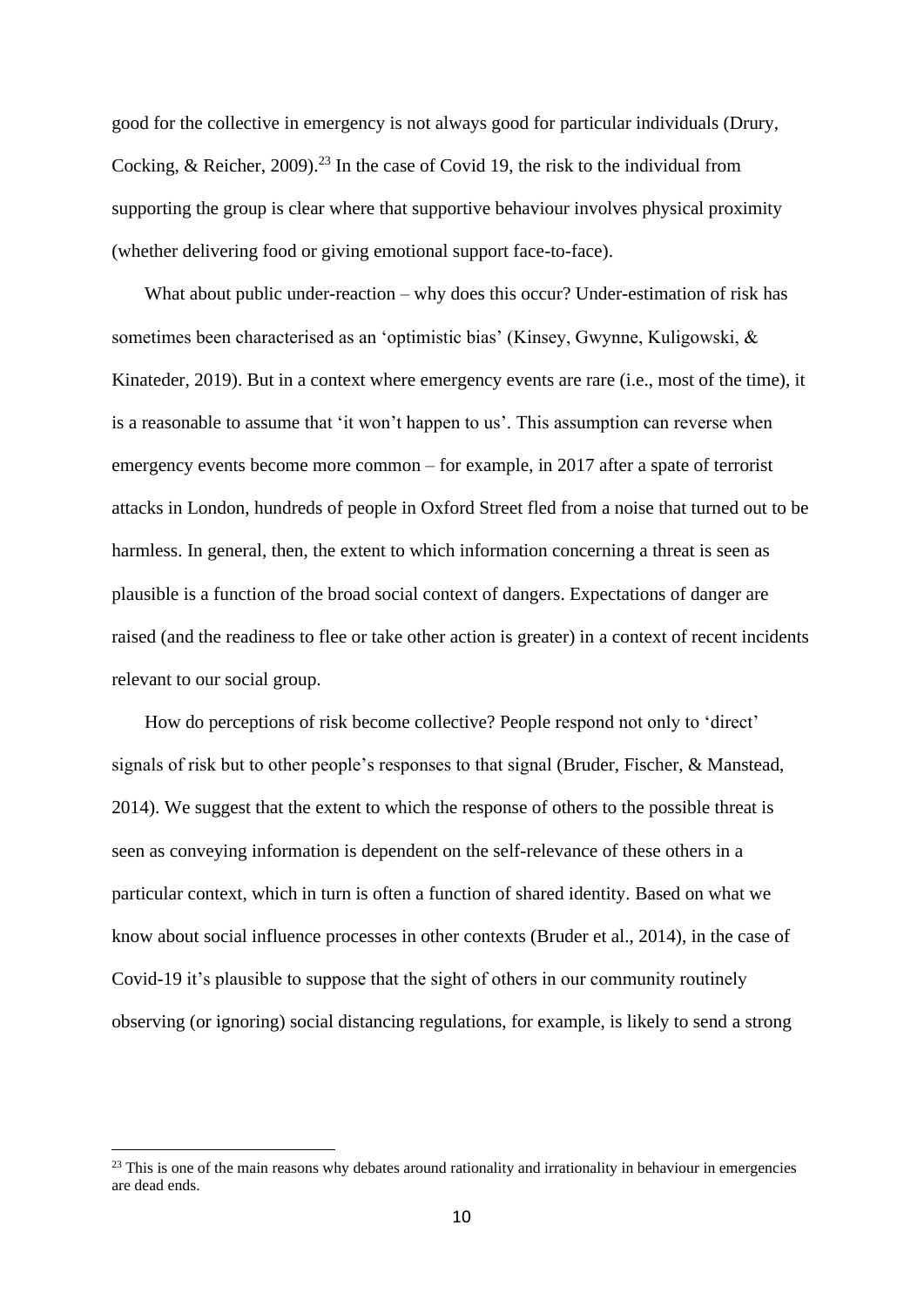good for the collective in emergency is not always good for particular individuals (Drury, Cocking, & Reicher, 2009).[23] In the case of Covid 19, the risk to the individual from supporting the group is clear where that supportive behaviour involves physical proximity (whether delivering food or giving emotional support face-to-face).

What about public under-reaction – why does this occur? Under-estimation of risk has sometimes been characterised as an 'optimistic bias' (Kinsey, Gwynne, Kuligowski, & Kinateder, 2019). But in a context where emergency events are rare (i.e., most of the time), it is a reasonable to assume that 'it won't happen to us'. This assumption can reverse when emergency events become more common – for example, in 2017 after a spate of terrorist attacks in London, hundreds of people in Oxford Street fled from a noise that turned out to be harmless. In general, then, the extent to which information concerning a threat is seen as plausible is a function of the broad social context of dangers. Expectations of danger are raised (and the readiness to flee or take other action is greater) in a context of recent incidents relevant to our social group.

How do perceptions of risk become collective? People respond not only to 'direct' signals of risk but to other people's responses to that signal (Bruder, Fischer, & Manstead, 2014). We suggest that the extent to which the response of others to the possible threat is seen as conveying information is dependent on the self-relevance of these others in a particular context, which in turn is often a function of shared identity. Based on what we know about social influence processes in other contexts (Bruder et al., 2014), in the case of Covid-19 it's plausible to suppose that the sight of others in our community routinely observing (or ignoring) social distancing regulations, for example, is likely to send a strong

[23] This is one of the main reasons why debates around rationality and irrationality in behaviour in emergencies are dead ends.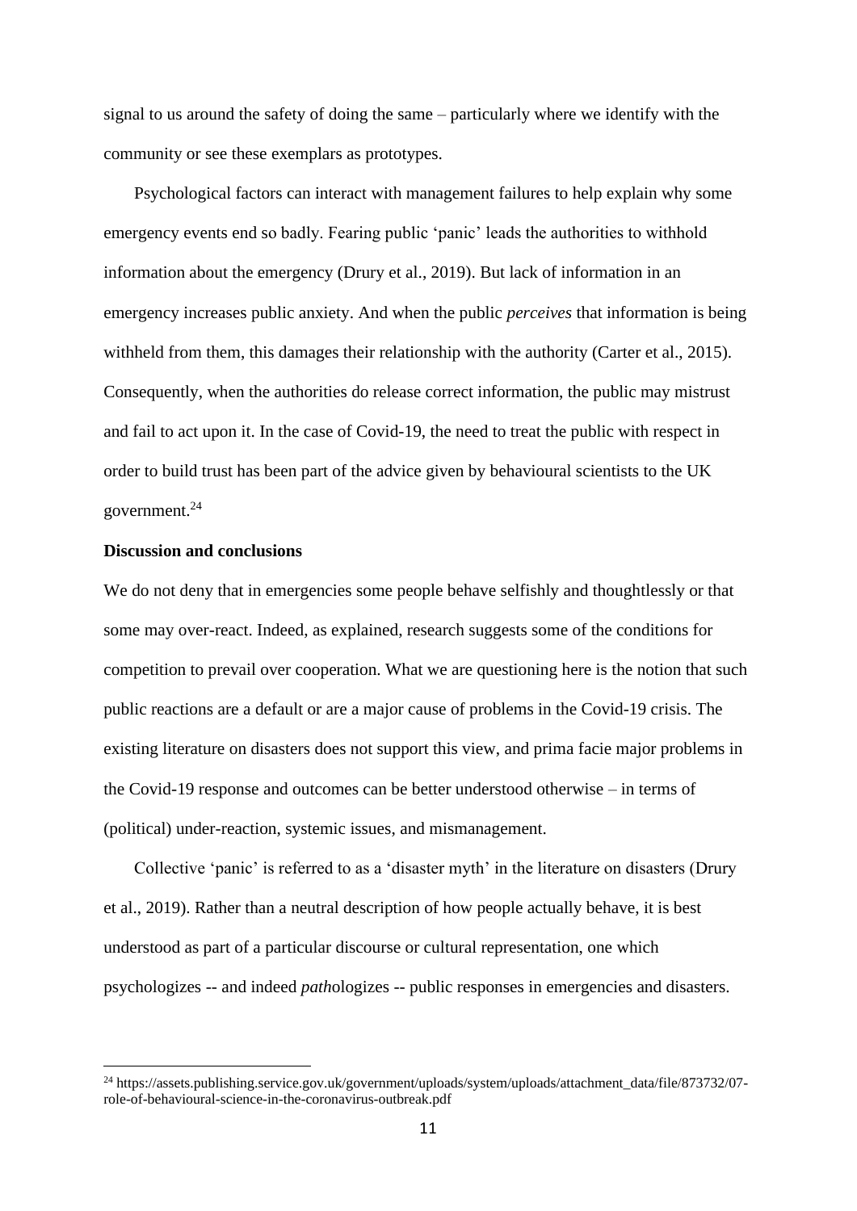signal to us around the safety of doing the same – particularly where we identify with the community or see these exemplars as prototypes.

Psychological factors can interact with management failures to help explain why some emergency events end so badly. Fearing public 'panic' leads the authorities to withhold information about the emergency (Drury et al., 2019). But lack of information in an emergency increases public anxiety. And when the public *perceives* that information is being withheld from them, this damages their relationship with the authority (Carter et al., 2015). Consequently, when the authorities do release correct information, the public may mistrust and fail to act upon it. In the case of Covid-19, the need to treat the public with respect in order to build trust has been part of the advice given by behavioural scientists to the UK government.[24]

**Discussion and conclusions**

We do not deny that in emergencies some people behave selfishly and thoughtlessly or that some may over-react. Indeed, as explained, research suggests some of the conditions for competition to prevail over cooperation. What we are questioning here is the notion that such public reactions are a default or are a major cause of problems in the Covid-19 crisis. The existing literature on disasters does not support this view, and prima facie major problems in the Covid-19 response and outcomes can be better understood otherwise – in terms of (political) under-reaction, systemic issues, and mismanagement.

Collective 'panic' is referred to as a 'disaster myth' in the literature on disasters (Drury et al., 2019). Rather than a neutral description of how people actually behave, it is best understood as part of a particular discourse or cultural representation, one which psychologizes -- and indeed *path*ologizes -- public responses in emergencies and disasters.

[24] https://assets.publishing.service.gov.uk/government/uploads/system/uploads/attachment_data/file/873732/07-role-of-behavioural-science-in-the-coronavirus-outbreak.pdf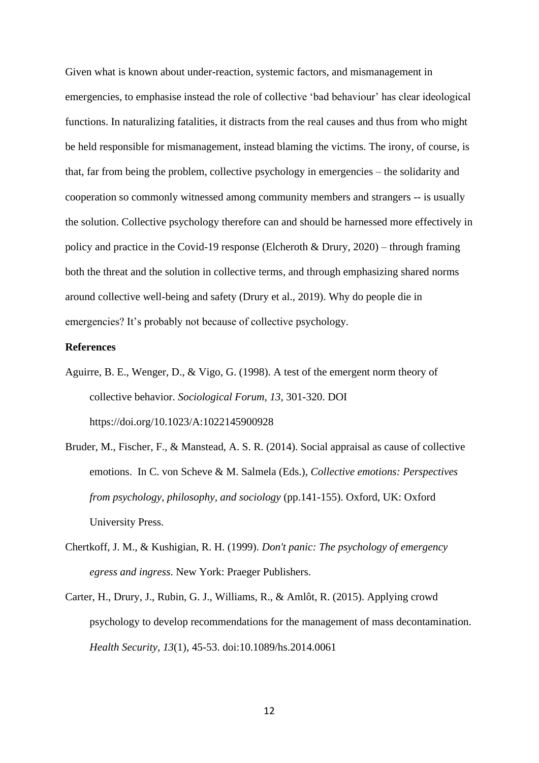Given what is known about under-reaction, systemic factors, and mismanagement in emergencies, to emphasise instead the role of collective 'bad behaviour' has clear ideological functions. In naturalizing fatalities, it distracts from the real causes and thus from who might be held responsible for mismanagement, instead blaming the victims. The irony, of course, is that, far from being the problem, collective psychology in emergencies – the solidarity and cooperation so commonly witnessed among community members and strangers -- is usually the solution. Collective psychology therefore can and should be harnessed more effectively in policy and practice in the Covid-19 response (Elcheroth & Drury, 2020) – through framing both the threat and the solution in collective terms, and through emphasizing shared norms around collective well-being and safety (Drury et al., 2019). Why do people die in emergencies? It's probably not because of collective psychology.

**References**

Aguirre, B. E., Wenger, D., & Vigo, G. (1998). A test of the emergent norm theory of collective behavior. *Sociological Forum, 13*, 301-320. DOI https://doi.org/10.1023/A:1022145900928

Bruder, M., Fischer, F., & Manstead, A. S. R. (2014). Social appraisal as cause of collective emotions. In C. von Scheve & M. Salmela (Eds.), *Collective emotions: Perspectives from psychology, philosophy, and sociology* (pp.141-155). Oxford, UK: Oxford University Press.

Chertkoff, J. M., & Kushigian, R. H. (1999). *Don't panic: The psychology of emergency egress and ingress*. New York: Praeger Publishers.

Carter, H., Drury, J., Rubin, G. J., Williams, R., & Amlôt, R. (2015). Applying crowd psychology to develop recommendations for the management of mass decontamination. *Health Security, 13*(1), 45-53. doi:10.1089/hs.2014.0061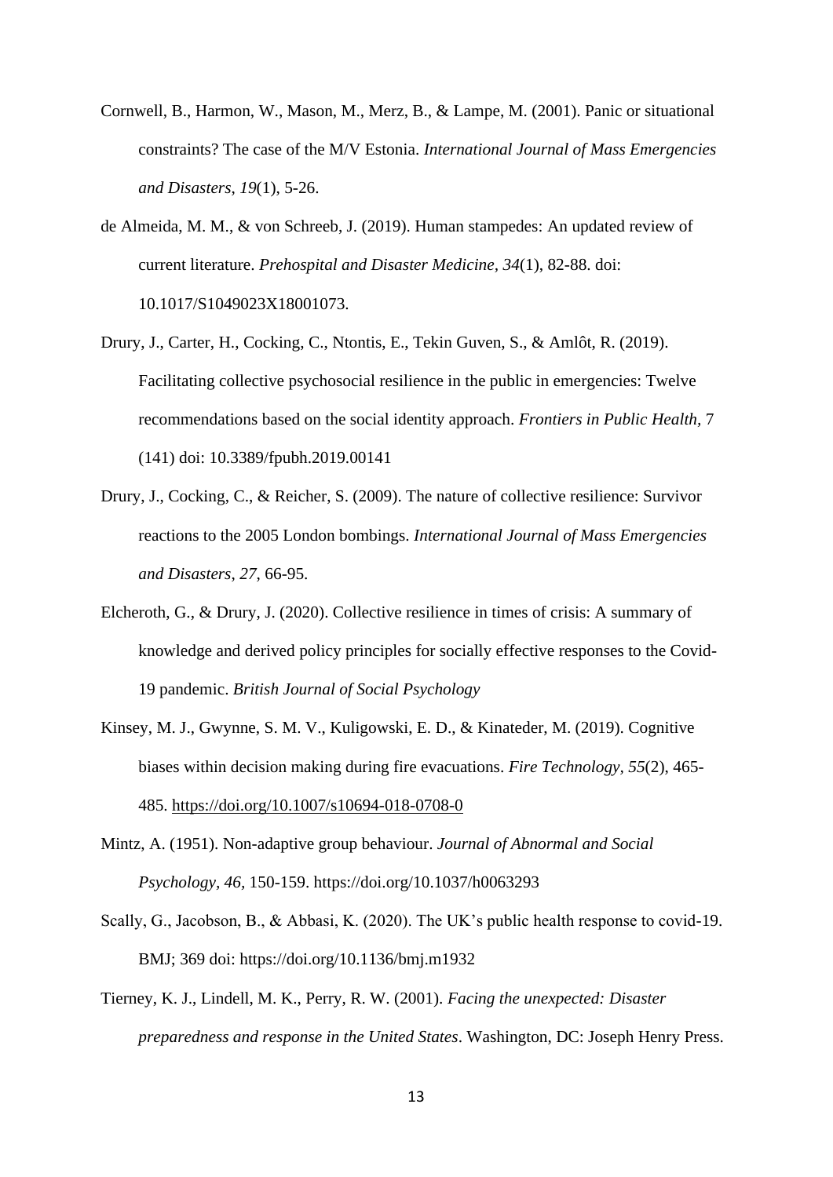Cornwell, B., Harmon, W., Mason, M., Merz, B., & Lampe, M. (2001). Panic or situational constraints? The case of the M/V Estonia. *International Journal of Mass Emergencies and Disasters*, *19*(1), 5-26.

de Almeida, M. M., & von Schreeb, J. (2019). Human stampedes: An updated review of current literature. *Prehospital and Disaster Medicine*, *34*(1), 82-88. doi: 10.1017/S1049023X18001073.

Drury, J., Carter, H., Cocking, C., Ntontis, E., Tekin Guven, S., & Amlôt, R. (2019). Facilitating collective psychosocial resilience in the public in emergencies: Twelve recommendations based on the social identity approach. *Frontiers in Public Health*, 7 (141) doi: 10.3389/fpubh.2019.00141

Drury, J., Cocking, C., & Reicher, S. (2009). The nature of collective resilience: Survivor reactions to the 2005 London bombings. *International Journal of Mass Emergencies and Disasters*, *27*, 66-95.

Elcheroth, G., & Drury, J. (2020). Collective resilience in times of crisis: A summary of knowledge and derived policy principles for socially effective responses to the Covid-19 pandemic. *British Journal of Social Psychology*

Kinsey, M. J., Gwynne, S. M. V., Kuligowski, E. D., & Kinateder, M. (2019). Cognitive biases within decision making during fire evacuations. *Fire Technology, 55*(2), 465-485. https://doi.org/10.1007/s10694-018-0708-0

Mintz, A. (1951). Non-adaptive group behaviour. *Journal of Abnormal and Social Psychology, 46,* 150-159. https://doi.org/10.1037/h0063293

Scally, G., Jacobson, B., & Abbasi, K. (2020). The UK's public health response to covid-19. BMJ; 369 doi: https://doi.org/10.1136/bmj.m1932

Tierney, K. J., Lindell, M. K., Perry, R. W. (2001). *Facing the unexpected: Disaster preparedness and response in the United States*. Washington, DC: Joseph Henry Press.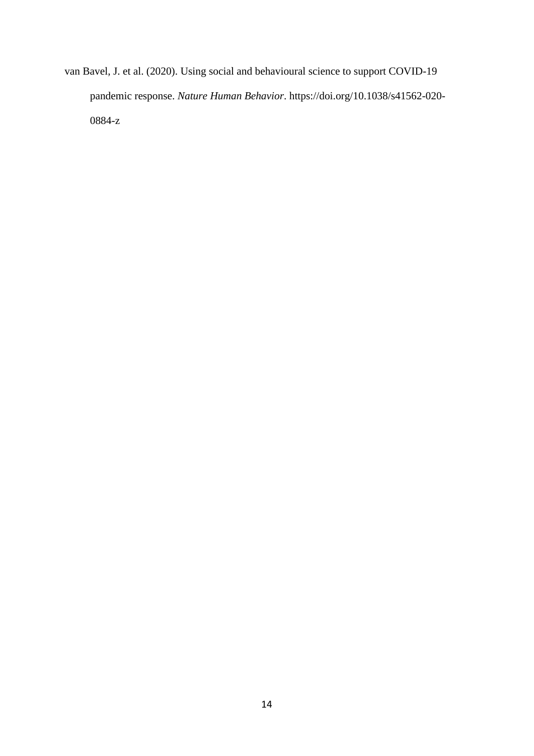van Bavel, J. et al. (2020). Using social and behavioural science to support COVID-19 pandemic response. *Nature Human Behavior*. https://doi.org/10.1038/s41562-020-0884-z